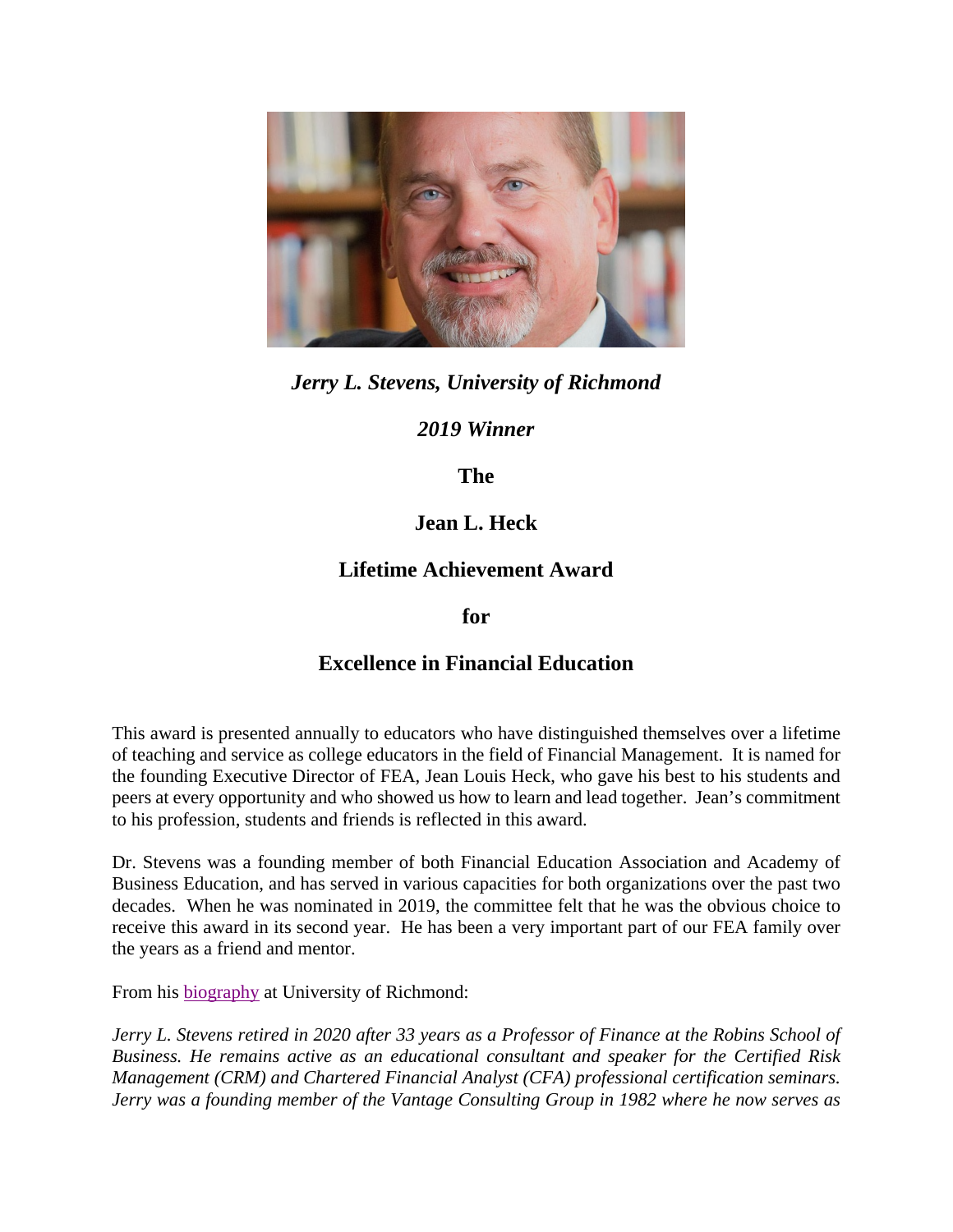*Jerry L. Stevens, University of Richmond*

*2019 Winner*

# The

# Jean L. Heck

# Lifetime Achievement Award

# for

# Excellence in Financial Education

This award is presented annually to educators who have distinguished themselves over a lifetime of teaching and service as college educators in the field of Financial Management. It is named for the founding Executive Director of FEA, Jean Louis Heck, who gave his best to his students and peers at every opportunity and who showed us how to learn and lead together. Jean's commitment to his profession, students and friends is reflected in this award.

Dr. Stevens was a founding member of both Financial Education Association and Academy of Business Education, and has served in various capacities for both organizations over the past two decades. When he was nominated in 2019, the committee felt that he was the obvious choice to receive this award in its second year. He has been a very important part of our FEA family over the years as a friend and mentor.

From his biography at University of Richmond:

*Jerry L. Stevens retired in 2020 after 33 years as a Professor of Finance at the Robins School of Business. He remains active as an educational consultant and speaker for the Certified Risk Management (CRM) and Chartered Financial Analyst (CFA) professional certification seminars. Jerry was a founding member of the Vantage Consulting Group in 1982 where he now serves as*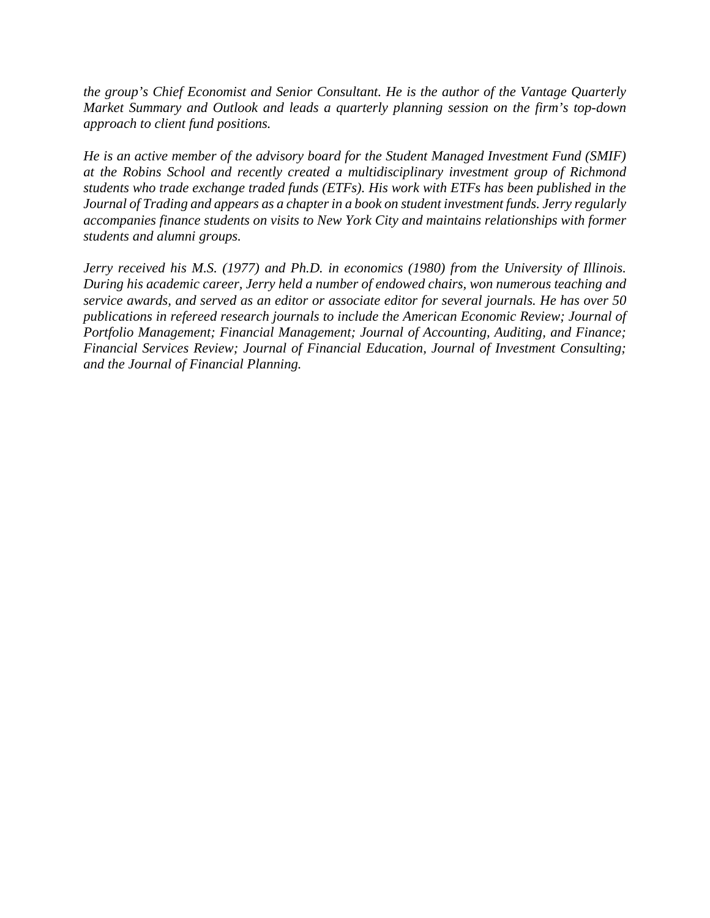*the group's Chief Economist and Senior Consultant. He is the author of the Vantage Quarterly Market Summary and Outlook and leads a quarterly planning session on the firm's top-down approach to client fund positions.*

*He is an active member of the advisory board for the Student Managed Investment Fund (SMIF) at the Robins School and recently created a multidisciplinary investment group of Richmond students who trade exchange traded funds (ETFs). His work with ETFs has been published in the Journal of Trading and appears as a chapter in a book on student investment funds. Jerry regularly accompanies finance students on visits to New York City and maintains relationships with former students and alumni groups.*

*Jerry received his M.S. (1977) and Ph.D. in economics (1980) from the University of Illinois. During his academic career, Jerry held a number of endowed chairs, won numerous teaching and service awards, and served as an editor or associate editor for several journals. He has over 50 publications in refereed research journals to include the American Economic Review; Journal of Portfolio Management; Financial Management; Journal of Accounting, Auditing, and Finance; Financial Services Review; Journal of Financial Education, Journal of Investment Consulting; and the Journal of Financial Planning.*